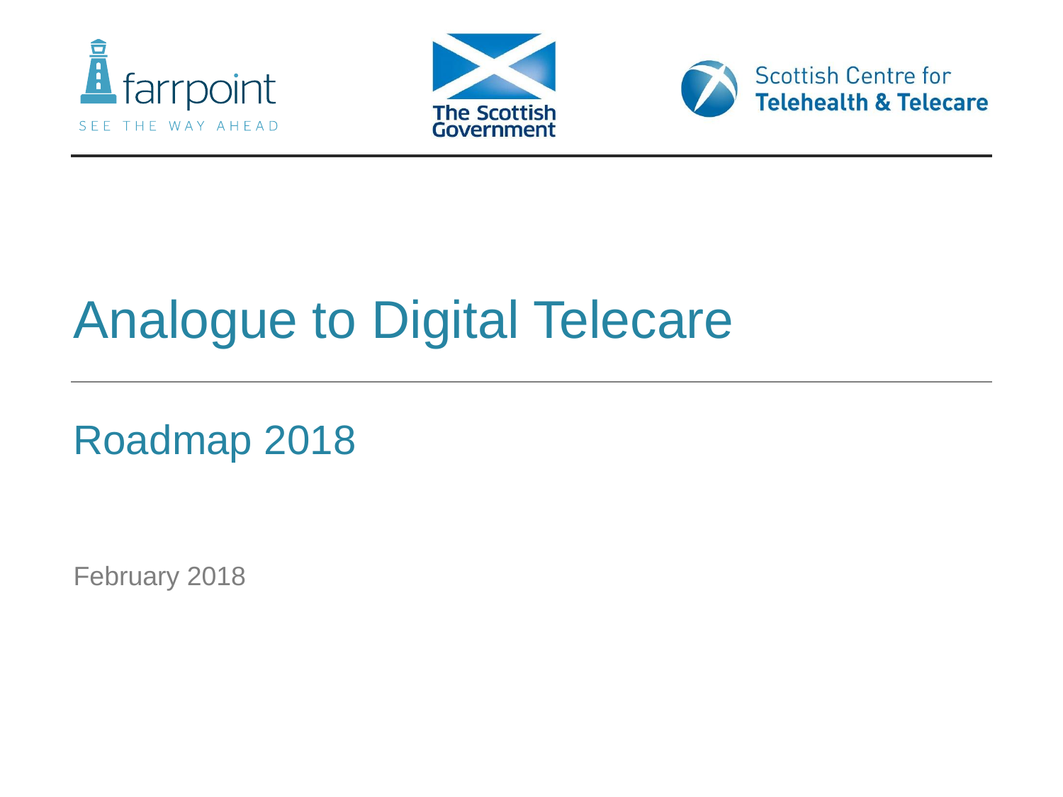farrpoint

SEE THE WAY AHEAD

The Scottish Government

Scottish Centre for **Telehealth & Telecare**

# Analogue to Digital Telecare

## Roadmap 2018

February 2018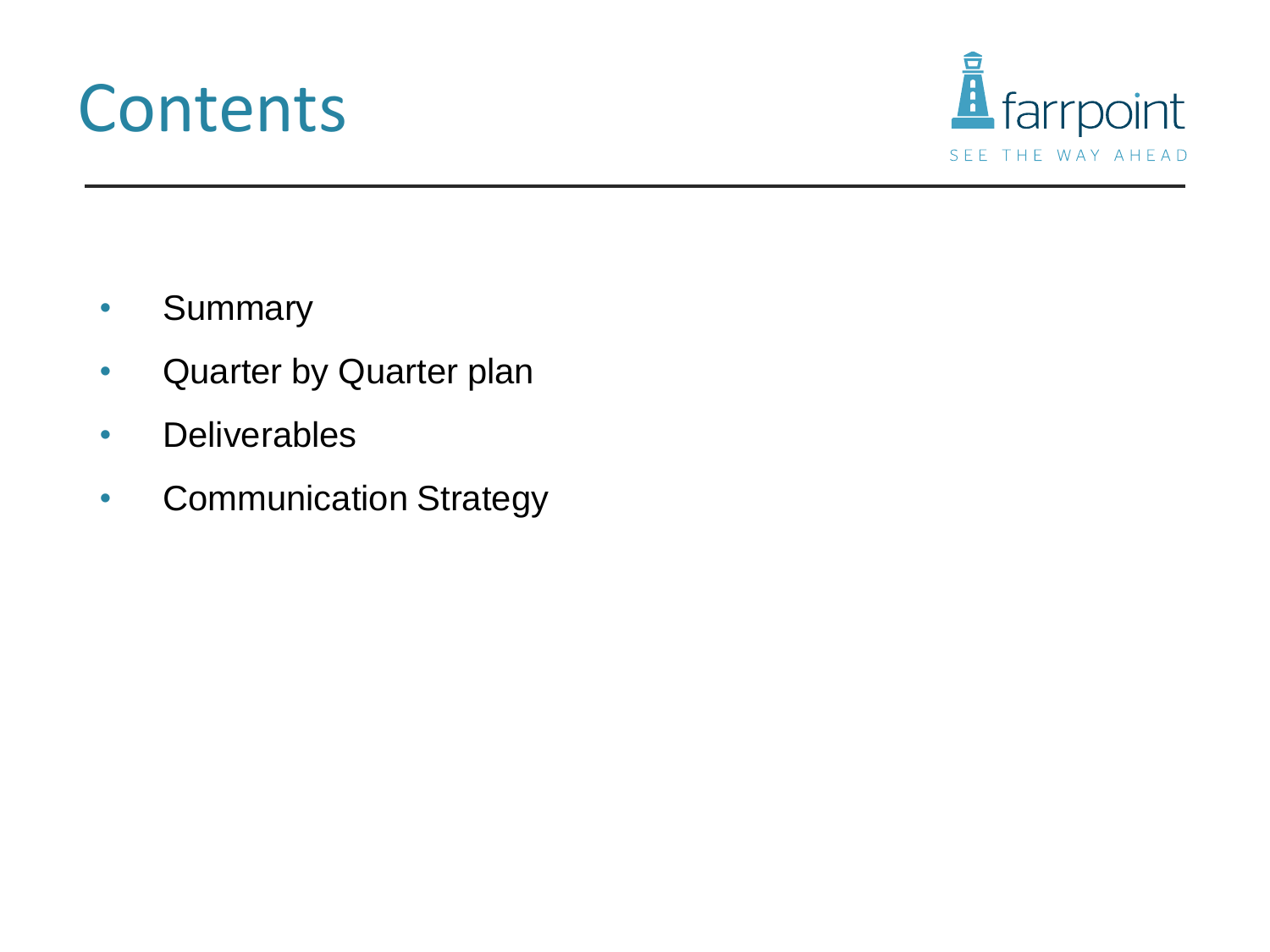# Contents

- Summary
- Quarter by Quarter plan
- Deliverables
- Communication Strategy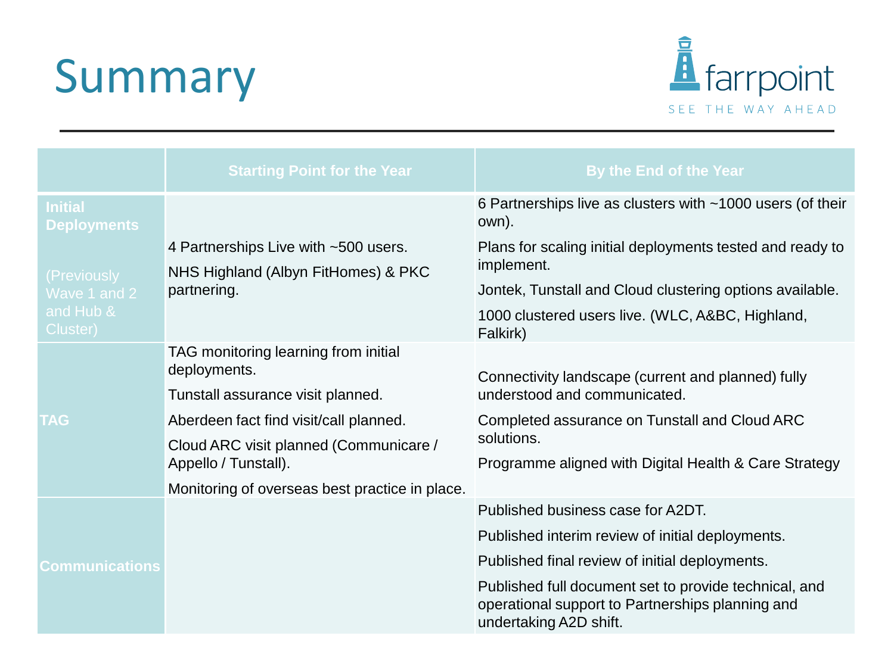# Summary

| | Starting Point for the Year | By the End of the Year |
|---|---|---|
| **Initial Deployments** (Previously Wave 1 and 2 and Hub & Cluster) | 4 Partnerships Live with ~500 users.<br>NHS Highland (Albyn FitHomes) & PKC partnering. | 6 Partnerships live as clusters with ~1000 users (of their own).<br>Plans for scaling initial deployments tested and ready to implement.<br>Jontek, Tunstall and Cloud clustering options available.<br>1000 clustered users live. (WLC, A&BC, Highland, Falkirk) |
| **TAG** | TAG monitoring learning from initial deployments.<br>Tunstall assurance visit planned.<br>Aberdeen fact find visit/call planned.<br>Cloud ARC visit planned (Communicare / Appello / Tunstall).<br>Monitoring of overseas best practice in place. | Connectivity landscape (current and planned) fully understood and communicated.<br>Completed assurance on Tunstall and Cloud ARC solutions.<br>Programme aligned with Digital Health & Care Strategy |
| **Communications** | | Published business case for A2DT.<br>Published interim review of initial deployments.<br>Published final review of initial deployments.<br>Published full document set to provide technical, and operational support to Partnerships planning and undertaking A2D shift. |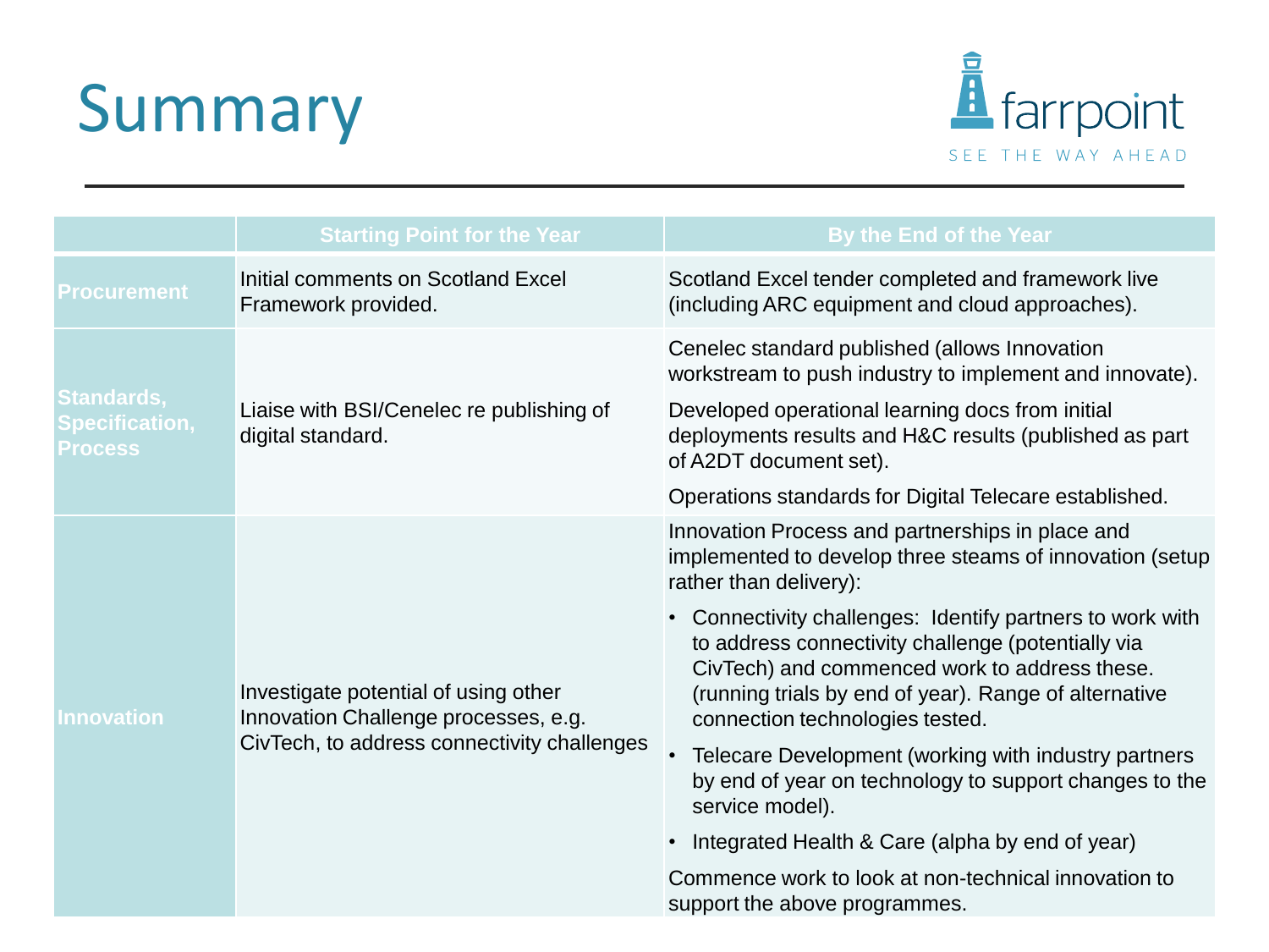# Summary

| | Starting Point for the Year | By the End of the Year |
|---|---|---|
| **Procurement** | Initial comments on Scotland Excel Framework provided. | Scotland Excel tender completed and framework live (including ARC equipment and cloud approaches). |
| **Standards, Specification, Process** | Liaise with BSI/Cenelec re publishing of digital standard. | Cenelec standard published (allows Innovation workstream to push industry to implement and innovate).<br><br>Developed operational learning docs from initial deployments results and H&C results (published as part of A2DT document set).<br><br>Operations standards for Digital Telecare established. |
| **Innovation** | Investigate potential of using other Innovation Challenge processes, e.g. CivTech, to address connectivity challenges | Innovation Process and partnerships in place and implemented to develop three steams of innovation (setup rather than delivery):<br><br>• Connectivity challenges: Identify partners to work with to address connectivity challenge (potentially via CivTech) and commenced work to address these. (running trials by end of year). Range of alternative connection technologies tested.<br><br>• Telecare Development (working with industry partners by end of year on technology to support changes to the service model).<br><br>• Integrated Health & Care (alpha by end of year)<br><br>Commence work to look at non-technical innovation to support the above programmes. |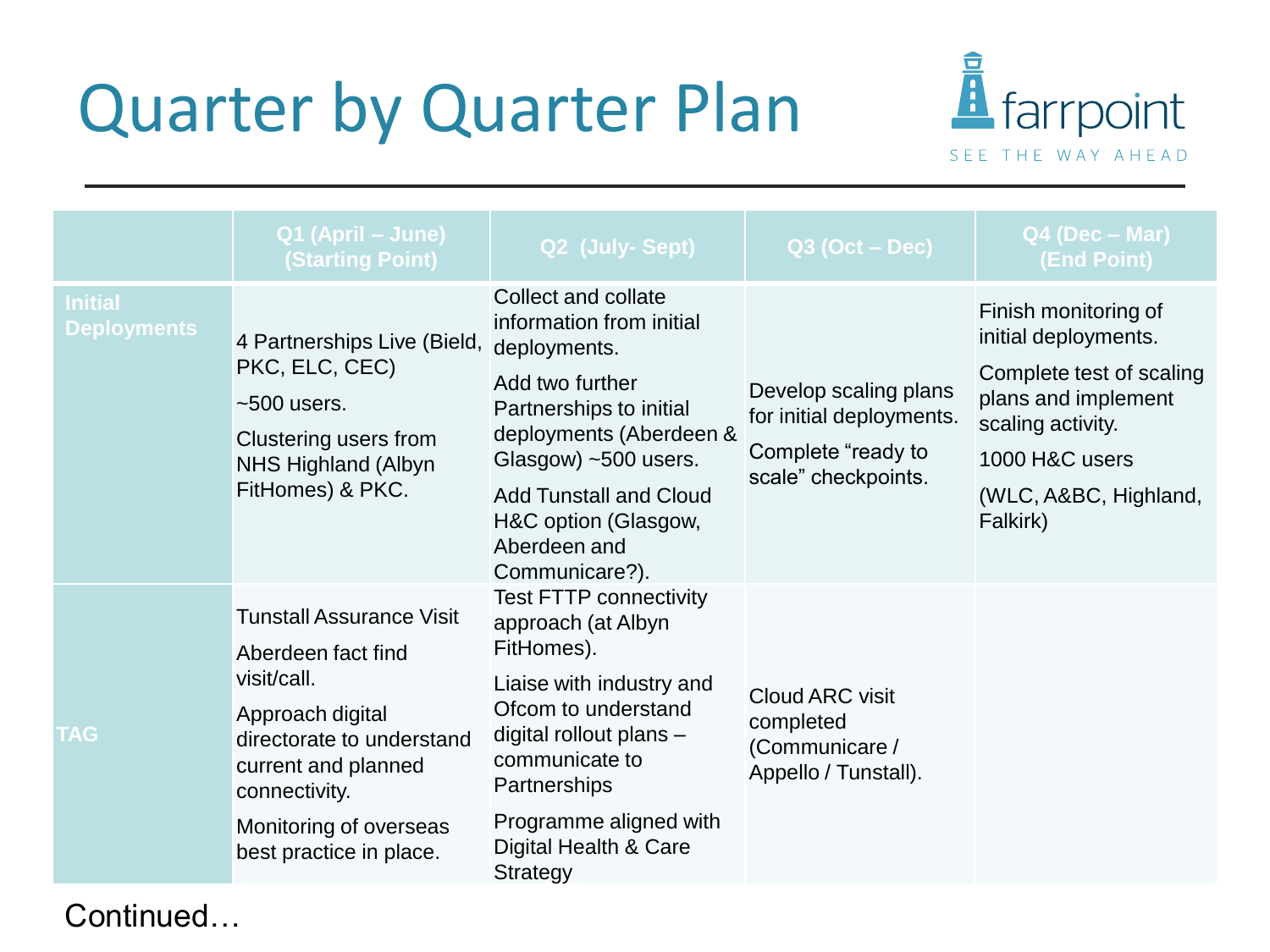# Quarter by Quarter Plan

| | Q1 (April – June) (Starting Point) | Q2 (July- Sept) | Q3 (Oct – Dec) | Q4 (Dec – Mar) (End Point) |
|---|---|---|---|---|
| **Initial Deployments** | 4 Partnerships Live (Bield, PKC, ELC, CEC)<br><br>~500 users.<br><br>Clustering users from NHS Highland (Albyn FitHomes) & PKC. | Collect and collate information from initial deployments.<br><br>Add two further Partnerships to initial deployments (Aberdeen & Glasgow) ~500 users.<br><br>Add Tunstall and Cloud H&C option (Glasgow, Aberdeen and Communicare?). | Develop scaling plans for initial deployments.<br><br>Complete "ready to scale" checkpoints. | Finish monitoring of initial deployments.<br><br>Complete test of scaling plans and implement scaling activity.<br><br>1000 H&C users<br><br>(WLC, A&BC, Highland, Falkirk) |
| **TAG** | Tunstall Assurance Visit<br><br>Aberdeen fact find visit/call.<br><br>Approach digital directorate to understand current and planned connectivity.<br><br>Monitoring of overseas best practice in place. | Test FTTP connectivity approach (at Albyn FitHomes).<br><br>Liaise with industry and Ofcom to understand digital rollout plans – communicate to Partnerships<br><br>Programme aligned with Digital Health & Care Strategy | Cloud ARC visit completed (Communicare / Appello / Tunstall). | |

Continued…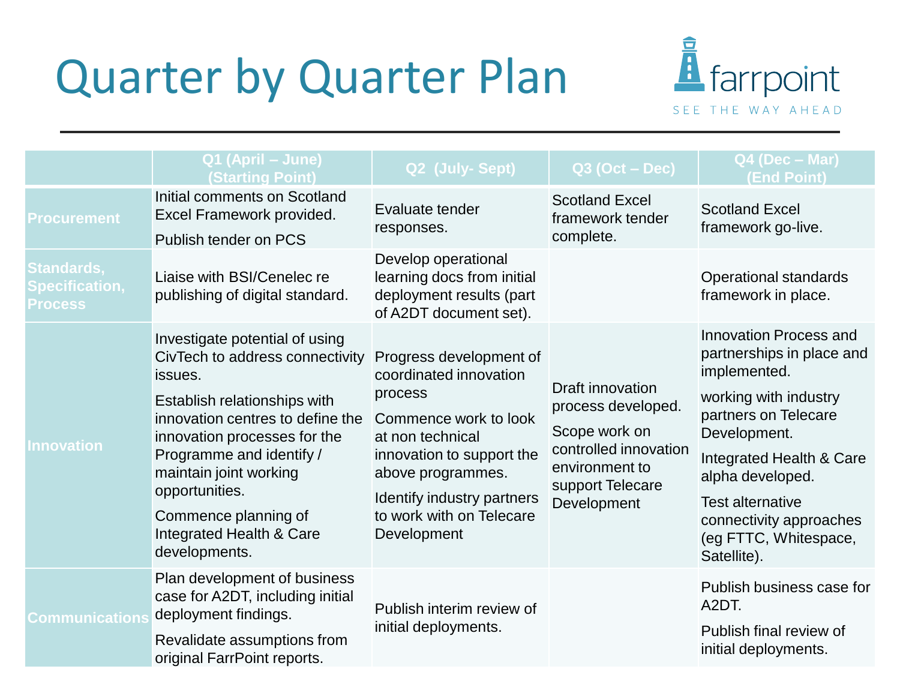# Quarter by Quarter Plan

farrpoint
SEE THE WAY AHEAD

| | Q1 (April – June) (Starting Point) | Q2 (July- Sept) | Q3 (Oct – Dec) | Q4 (Dec – Mar) (End Point) |
|---|---|---|---|---|
| **Procurement** | Initial comments on Scotland Excel Framework provided.<br>Publish tender on PCS | Evaluate tender responses. | Scotland Excel framework tender complete. | Scotland Excel framework go-live. |
| **Standards, Specification, Process** | Liaise with BSI/Cenelec re publishing of digital standard. | Develop operational learning docs from initial deployment results (part of A2DT document set). | | Operational standards framework in place. |
| **Innovation** | Investigate potential of using CivTech to address connectivity issues.<br>Establish relationships with innovation centres to define the innovation processes for the Programme and identify / maintain joint working opportunities.<br>Commence planning of Integrated Health & Care developments. | Progress development of coordinated innovation process<br>Commence work to look at non technical innovation to support the above programmes.<br>Identify industry partners to work with on Telecare Development | Draft innovation process developed.<br>Scope work on controlled innovation environment to support Telecare Development | Innovation Process and partnerships in place and implemented.<br>working with industry partners on Telecare Development.<br>Integrated Health & Care alpha developed.<br>Test alternative connectivity approaches (eg FTTC, Whitespace, Satellite). |
| **Communications** | Plan development of business case for A2DT, including initial deployment findings.<br>Revalidate assumptions from original FarrPoint reports. | Publish interim review of initial deployments. | | Publish business case for A2DT.<br>Publish final review of initial deployments. |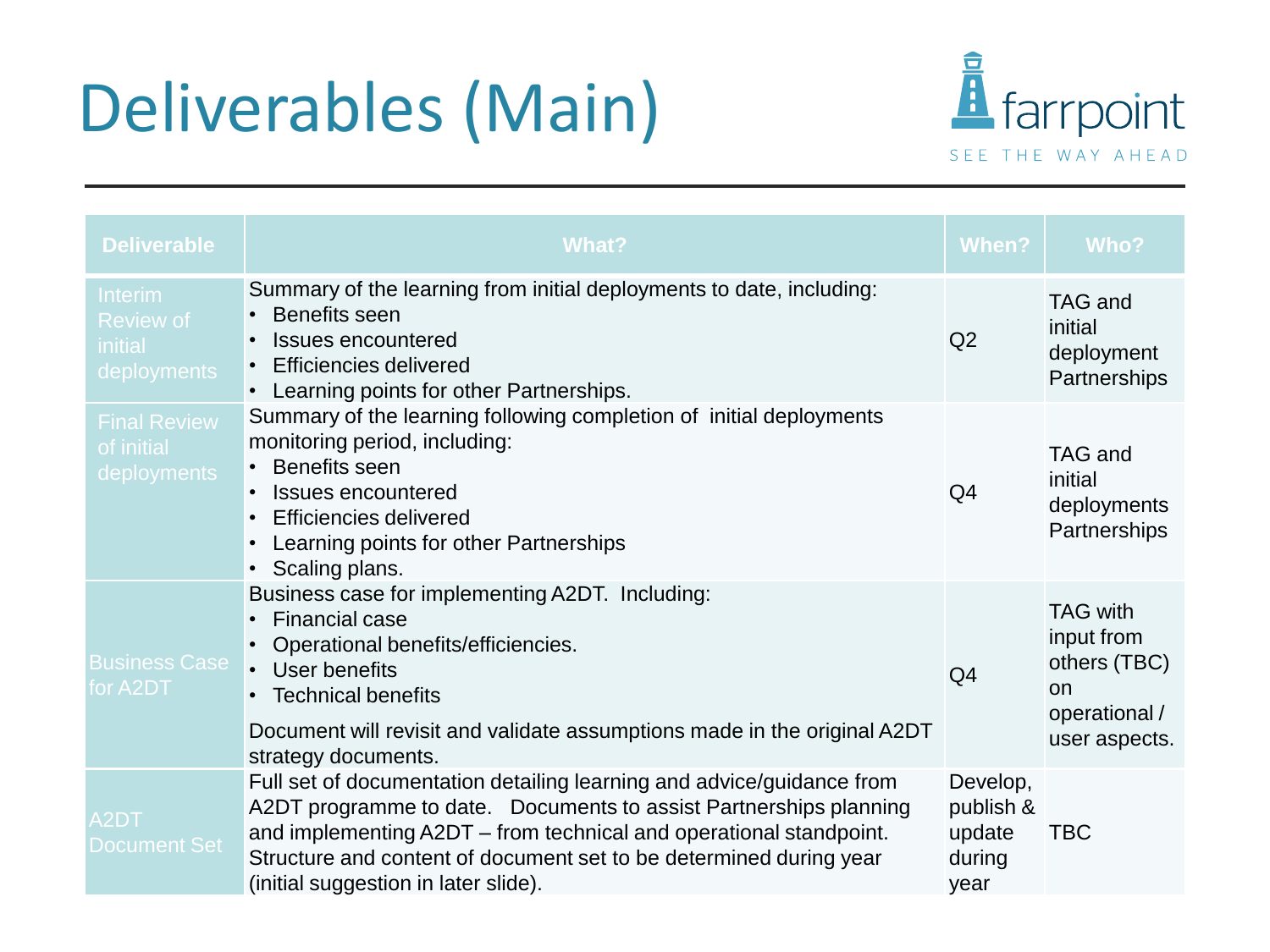# Deliverables (Main)

| Deliverable | What? | When? | Who? |
|---|---|---|---|
| Interim Review of initial deployments | Summary of the learning from initial deployments to date, including:<br>• Benefits seen<br>• Issues encountered<br>• Efficiencies delivered<br>• Learning points for other Partnerships. | Q2 | TAG and initial deployment Partnerships |
| Final Review of initial deployments | Summary of the learning following completion of initial deployments monitoring period, including:<br>• Benefits seen<br>• Issues encountered<br>• Efficiencies delivered<br>• Learning points for other Partnerships<br>• Scaling plans. | Q4 | TAG and initial deployments Partnerships |
| Business Case for A2DT | Business case for implementing A2DT. Including:<br>• Financial case<br>• Operational benefits/efficiencies.<br>• User benefits<br>• Technical benefits<br><br>Document will revisit and validate assumptions made in the original A2DT strategy documents. | Q4 | TAG with input from others (TBC) on operational / user aspects. |
| A2DT Document Set | Full set of documentation detailing learning and advice/guidance from A2DT programme to date. Documents to assist Partnerships planning and implementing A2DT – from technical and operational standpoint. Structure and content of document set to be determined during year (initial suggestion in later slide). | Develop, publish & update during year | TBC |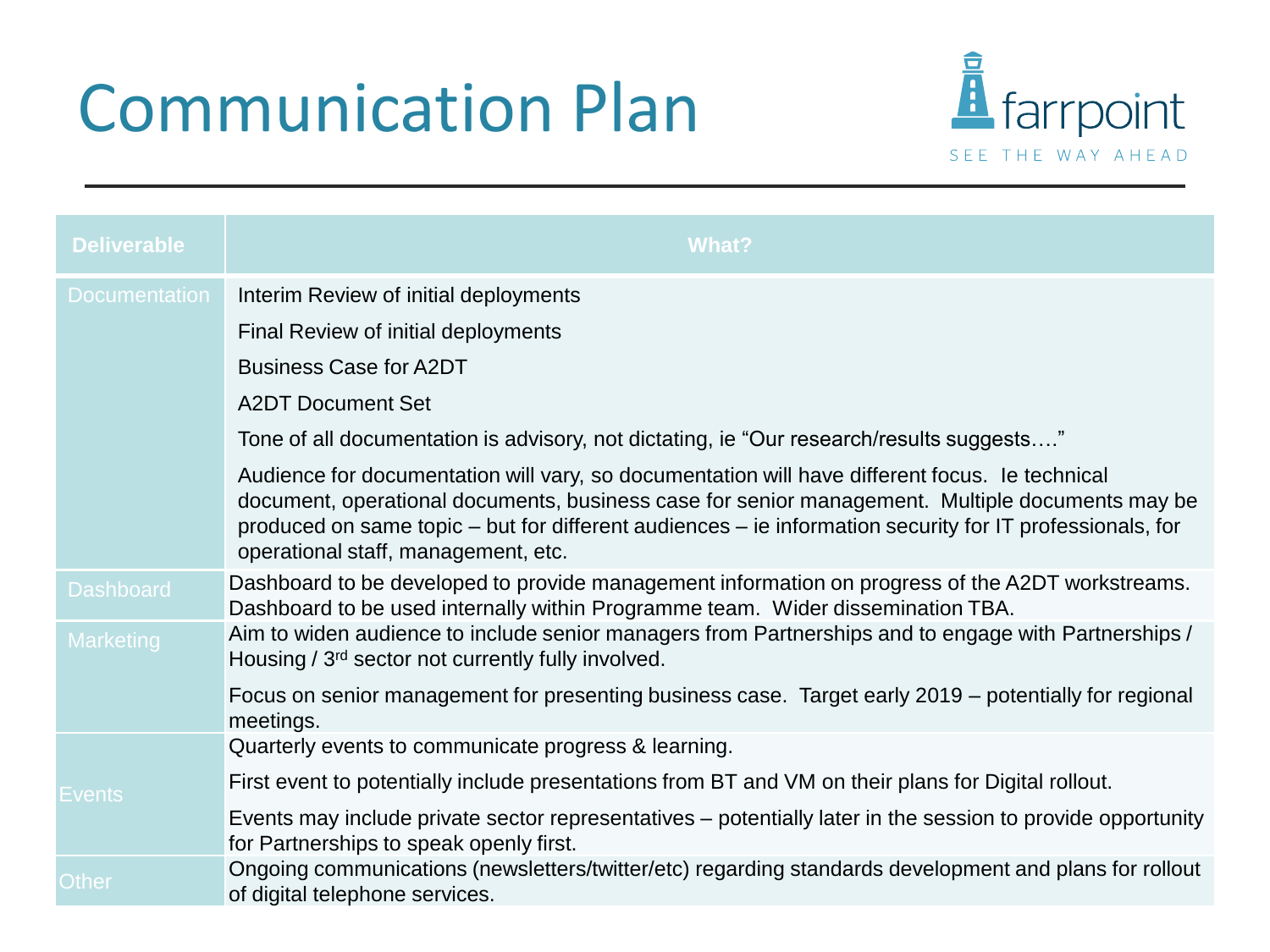# Communication Plan

farrpoint
SEE THE WAY AHEAD

| Deliverable | What? |
|---|---|
| Documentation | Interim Review of initial deployments |
| | Final Review of initial deployments |
| | Business Case for A2DT |
| | A2DT Document Set |
| | Tone of all documentation is advisory, not dictating, ie "Our research/results suggests…." |
| | Audience for documentation will vary, so documentation will have different focus. Ie technical document, operational documents, business case for senior management. Multiple documents may be produced on same topic – but for different audiences – ie information security for IT professionals, for operational staff, management, etc. |
| Dashboard | Dashboard to be developed to provide management information on progress of the A2DT workstreams. Dashboard to be used internally within Programme team. Wider dissemination TBA. |
| Marketing | Aim to widen audience to include senior managers from Partnerships and to engage with Partnerships / Housing / 3rd sector not currently fully involved. |
| | Focus on senior management for presenting business case. Target early 2019 – potentially for regional meetings. |
| Events | Quarterly events to communicate progress & learning. |
| | First event to potentially include presentations from BT and VM on their plans for Digital rollout. |
| | Events may include private sector representatives – potentially later in the session to provide opportunity for Partnerships to speak openly first. |
| Other | Ongoing communications (newsletters/twitter/etc) regarding standards development and plans for rollout of digital telephone services. |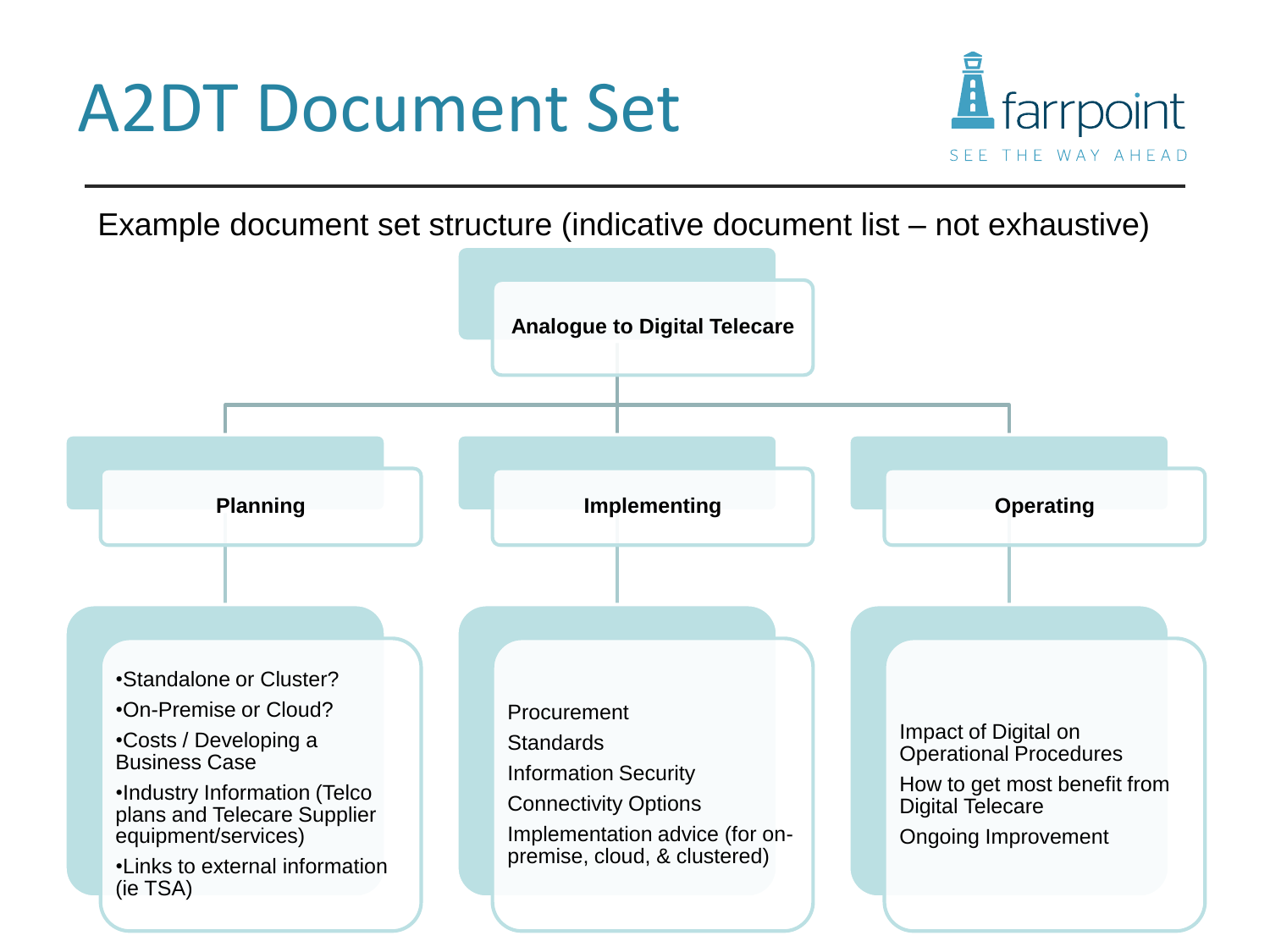# A2DT Document Set

farrpoint
SEE THE WAY AHEAD

Example document set structure (indicative document list – not exhaustive)

**Analogue to Digital Telecare**

**Planning**

- Standalone or Cluster?
- On-Premise or Cloud?
- Costs / Developing a Business Case
- Industry Information (Telco plans and Telecare Supplier equipment/services)
- Links to external information (ie TSA)

**Implementing**

Procurement

Standards

Information Security

Connectivity Options

Implementation advice (for on-premise, cloud, & clustered)

**Operating**

Impact of Digital on Operational Procedures

How to get most benefit from Digital Telecare

Ongoing Improvement